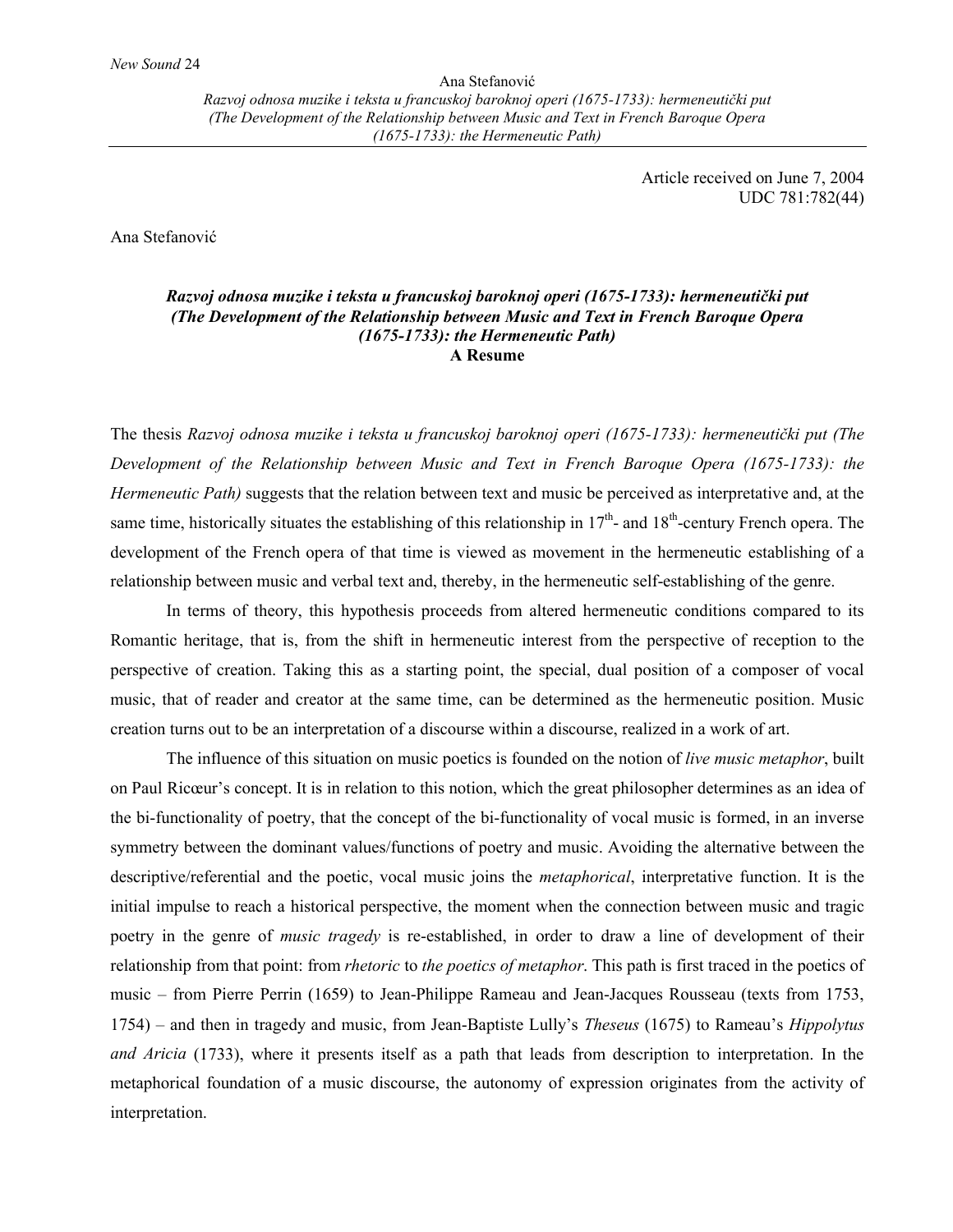Article received on June 7, 2004
UDC 781:782(44)

Ana Stefanović

### *Razvoj odnosa muzike i teksta u francuskoj baroknoj operi (1675-1733): hermeneutički put (The Development of the Relationship between Music and Text in French Baroque Opera (1675-1733): the Hermeneutic Path)*
### A Resume

The thesis *Razvoj odnosa muzike i teksta u francuskoj baroknoj operi (1675-1733): hermeneutički put (The Development of the Relationship between Music and Text in French Baroque Opera (1675-1733): the Hermeneutic Path)* suggests that the relation between text and music be perceived as interpretative and, at the same time, historically situates the establishing of this relationship in 17th- and 18th-century French opera. The development of the French opera of that time is viewed as movement in the hermeneutic establishing of a relationship between music and verbal text and, thereby, in the hermeneutic self-establishing of the genre.

In terms of theory, this hypothesis proceeds from altered hermeneutic conditions compared to its Romantic heritage, that is, from the shift in hermeneutic interest from the perspective of reception to the perspective of creation. Taking this as a starting point, the special, dual position of a composer of vocal music, that of reader and creator at the same time, can be determined as the hermeneutic position. Music creation turns out to be an interpretation of a discourse within a discourse, realized in a work of art.

The influence of this situation on music poetics is founded on the notion of *live music metaphor*, built on Paul Ricœur's concept. It is in relation to this notion, which the great philosopher determines as an idea of the bi-functionality of poetry, that the concept of the bi-functionality of vocal music is formed, in an inverse symmetry between the dominant values/functions of poetry and music. Avoiding the alternative between the descriptive/referential and the poetic, vocal music joins the *metaphorical*, interpretative function. It is the initial impulse to reach a historical perspective, the moment when the connection between music and tragic poetry in the genre of *music tragedy* is re-established, in order to draw a line of development of their relationship from that point: from *rhetoric* to *the poetics of metaphor*. This path is first traced in the poetics of music – from Pierre Perrin (1659) to Jean-Philippe Rameau and Jean-Jacques Rousseau (texts from 1753, 1754) – and then in tragedy and music, from Jean-Baptiste Lully's *Theseus* (1675) to Rameau's *Hippolytus and Aricia* (1733), where it presents itself as a path that leads from description to interpretation. In the metaphorical foundation of a music discourse, the autonomy of expression originates from the activity of interpretation.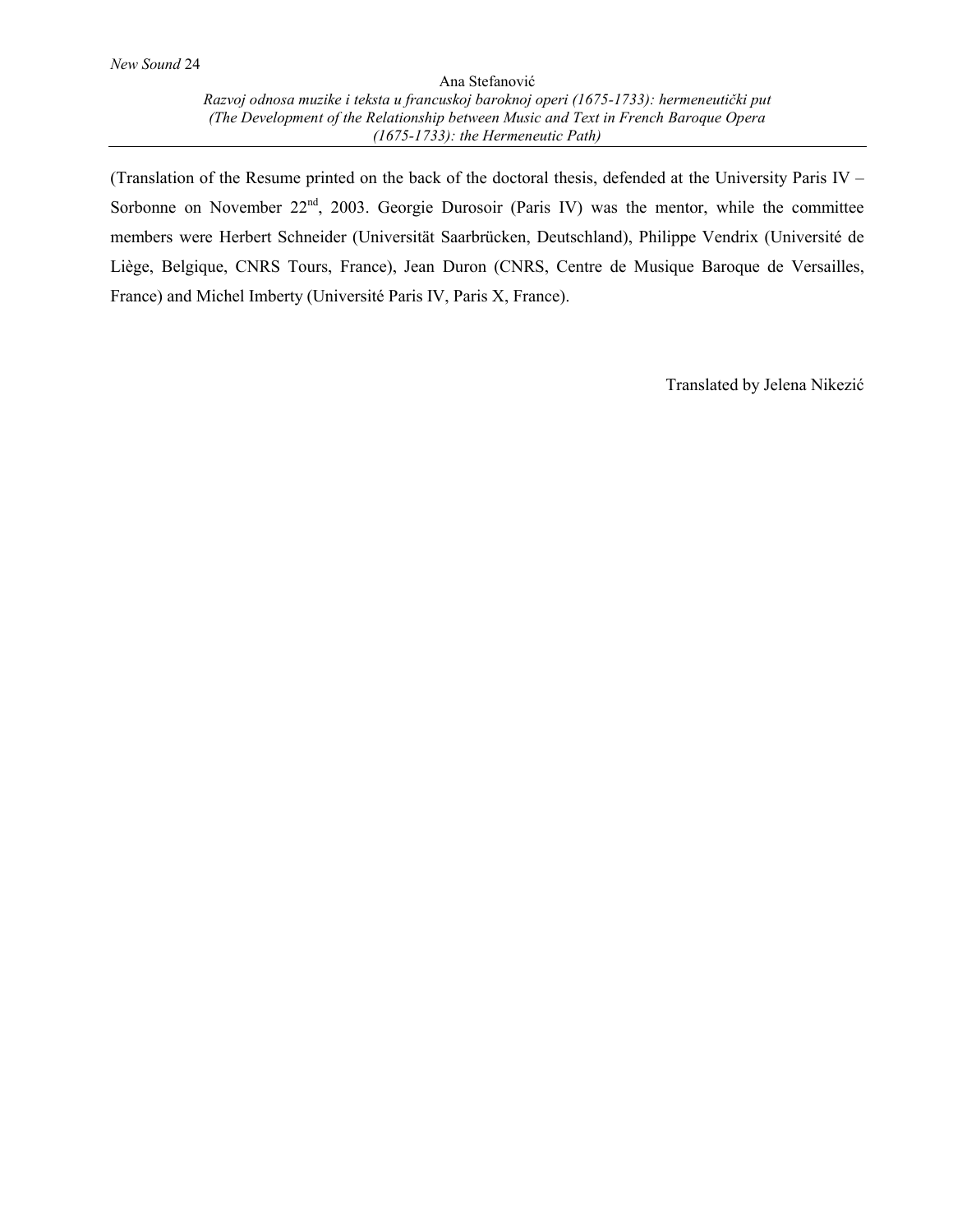(Translation of the Resume printed on the back of the doctoral thesis, defended at the University Paris IV – Sorbonne on November 22nd, 2003. Georgie Durosoir (Paris IV) was the mentor, while the committee members were Herbert Schneider (Universität Saarbrücken, Deutschland), Philippe Vendrix (Université de Liège, Belgique, CNRS Tours, France), Jean Duron (CNRS, Centre de Musique Baroque de Versailles, France) and Michel Imberty (Université Paris IV, Paris X, France).

Translated by Jelena Nikezić